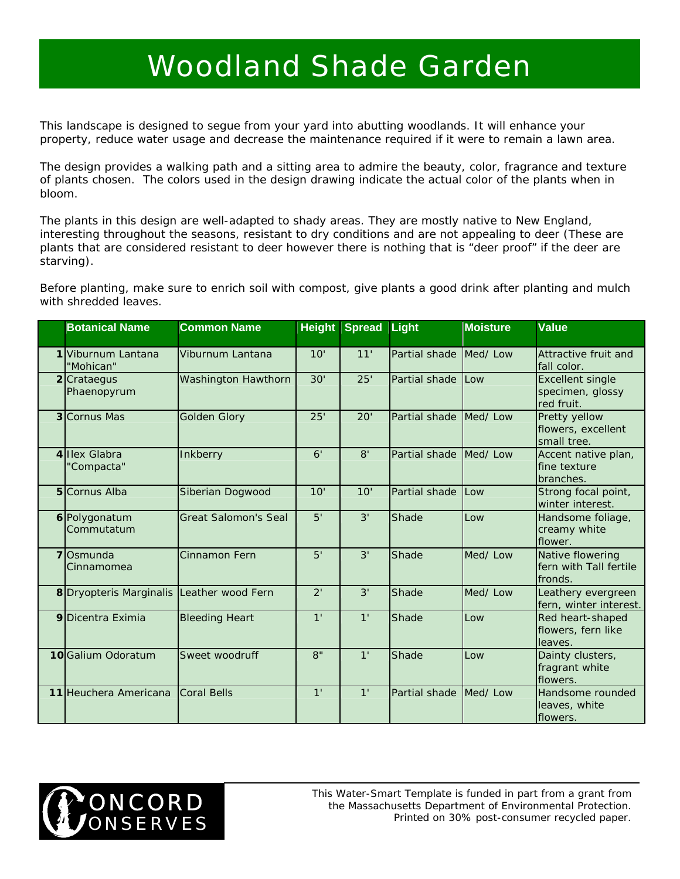# Woodland Shade Garden

This landscape is designed to segue from your yard into abutting woodlands. It will enhance your property, reduce water usage and decrease the maintenance required if it were to remain a lawn area.

The design provides a walking path and a sitting area to admire the beauty, color, fragrance and texture of plants chosen. The colors used in the design drawing indicate the actual color of the plants when in bloom.

The plants in this design are well-adapted to shady areas. They are mostly native to New England, interesting throughout the seasons, resistant to dry conditions and are not appealing to deer (These are plants that are considered resistant to deer however there is nothing that is "deer proof" if the deer are starving).

Before planting, make sure to enrich soil with compost, give plants a good drink after planting and mulch with shredded leaves.

| | Botanical Name | Common Name | Height | Spread | Light | Moisture | Value |
|---|---|---|---|---|---|---|---|
| 1 | Viburnum Lantana "Mohican" | Viburnum Lantana | 10' | 11' | Partial shade | Med/ Low | Attractive fruit and fall color. |
| 2 | Crataegus Phaenopyrum | Washington Hawthorn | 30' | 25' | Partial shade | Low | Excellent single specimen, glossy red fruit. |
| 3 | Cornus Mas | Golden Glory | 25' | 20' | Partial shade | Med/ Low | Pretty yellow flowers, excellent small tree. |
| 4 | Ilex Glabra "Compacta" | Inkberry | 6' | 8' | Partial shade | Med/ Low | Accent native plan, fine texture branches. |
| 5 | Cornus Alba | Siberian Dogwood | 10' | 10' | Partial shade | Low | Strong focal point, winter interest. |
| 6 | Polygonatum Commutatum | Great Salomon's Seal | 5' | 3' | Shade | Low | Handsome foliage, creamy white flower. |
| 7 | Osmunda Cinnamomea | Cinnamon Fern | 5' | 3' | Shade | Med/ Low | Native flowering fern with Tall fertile fronds. |
| 8 | Dryopteris Marginalis | Leather wood Fern | 2' | 3' | Shade | Med/ Low | Leathery evergreen fern, winter interest. |
| 9 | Dicentra Eximia | Bleeding Heart | 1' | 1' | Shade | Low | Red heart-shaped flowers, fern like leaves. |
| 10 | Galium Odoratum | Sweet woodruff | 8" | 1' | Shade | Low | Dainty clusters, fragrant white flowers. |
| 11 | Heuchera Americana | Coral Bells | 1' | 1' | Partial shade | Med/ Low | Handsome rounded leaves, white flowers. |

CONCORD CONSERVES

This Water-Smart Template is funded in part from a grant from the Massachusetts Department of Environmental Protection. Printed on 30% post-consumer recycled paper.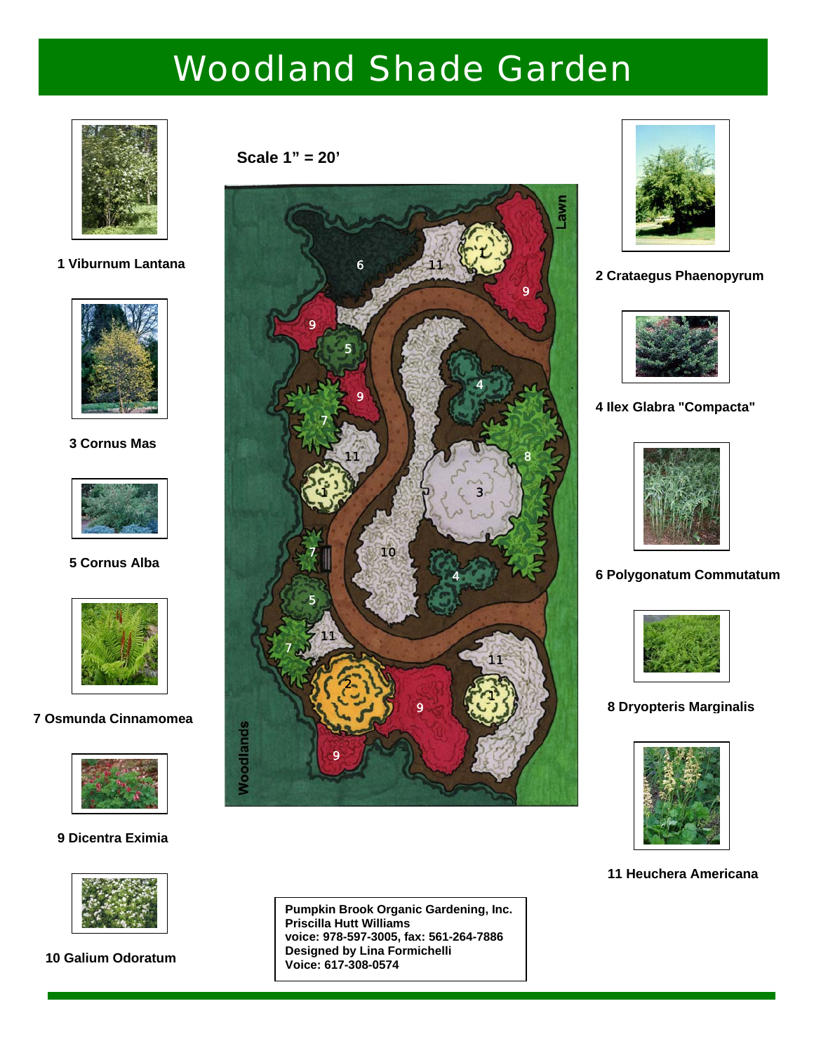# Woodland Shade Garden

Scale 1" = 20'

1 Viburnum Lantana

2 Crataegus Phaenopyrum

3 Cornus Mas

4 Ilex Glabra "Compacta"

5 Cornus Alba

6 Polygonatum Commutatum

7 Osmunda Cinnamomea

8 Dryopteris Marginalis

9 Dicentra Eximia

10 Galium Odoratum

11 Heuchera Americana

**Pumpkin Brook Organic Gardening, Inc.**
**Priscilla Hutt Williams**
**voice: 978-597-3005, fax: 561-264-7886**
**Designed by Lina Formichelli**
**Voice: 617-308-0574**